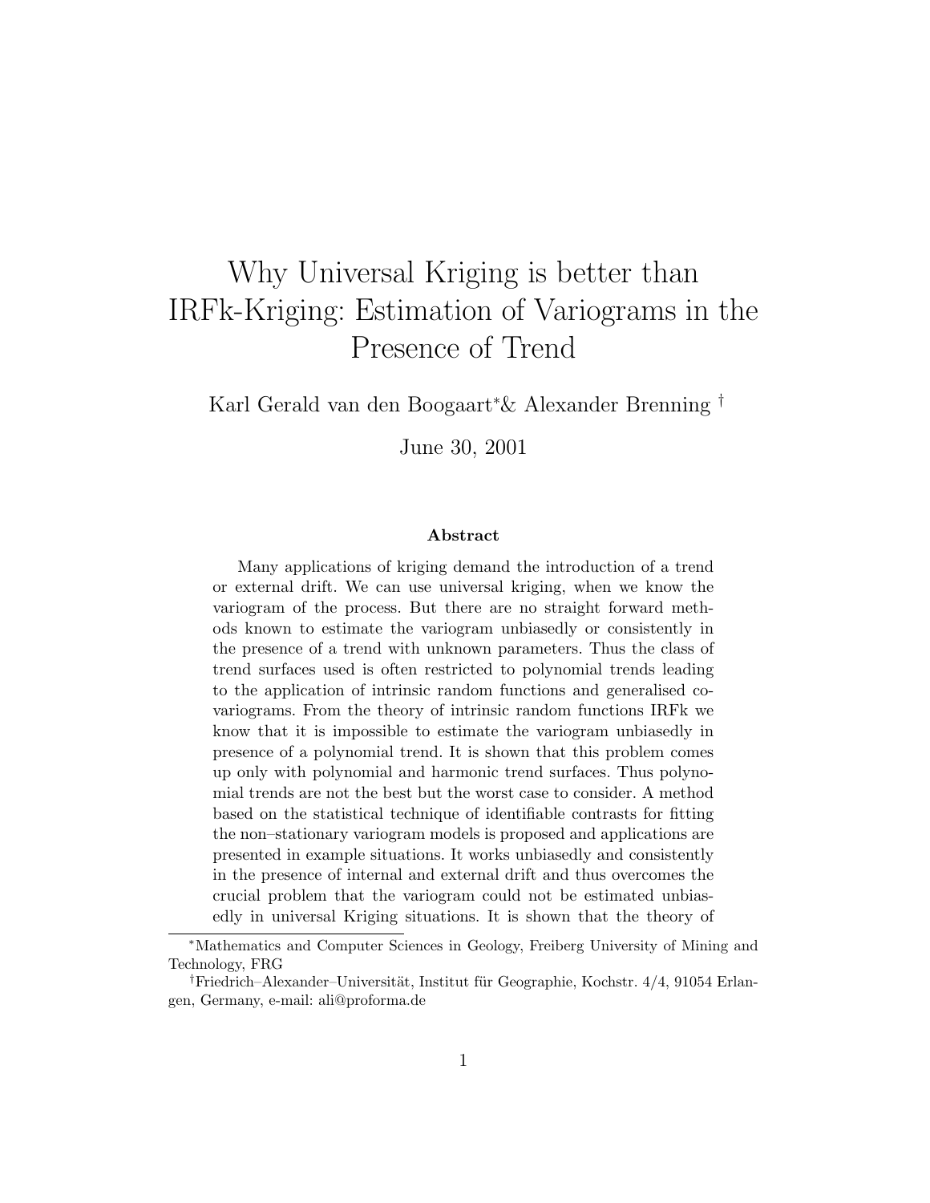# Why Universal Kriging is better than IRFk-Kriging: Estimation of Variograms in the Presence of Trend

Karl Gerald van den Boogaart[*]& Alexander Brenning [†]

June 30, 2001

### Abstract

Many applications of kriging demand the introduction of a trend or external drift. We can use universal kriging, when we know the variogram of the process. But there are no straight forward methods known to estimate the variogram unbiasedly or consistently in the presence of a trend with unknown parameters. Thus the class of trend surfaces used is often restricted to polynomial trends leading to the application of intrinsic random functions and generalised covariograms. From the theory of intrinsic random functions IRFk we know that it is impossible to estimate the variogram unbiasedly in presence of a polynomial trend. It is shown that this problem comes up only with polynomial and harmonic trend surfaces. Thus polynomial trends are not the best but the worst case to consider. A method based on the statistical technique of identifiable contrasts for fitting the non–stationary variogram models is proposed and applications are presented in example situations. It works unbiasedly and consistently in the presence of internal and external drift and thus overcomes the crucial problem that the variogram could not be estimated unbiasedly in universal Kriging situations. It is shown that the theory of

---

[*] Mathematics and Computer Sciences in Geology, Freiberg University of Mining and Technology, FRG

[†] Friedrich–Alexander–Universität, Institut für Geographie, Kochstr. 4/4, 91054 Erlangen, Germany, e-mail: ali@proforma.de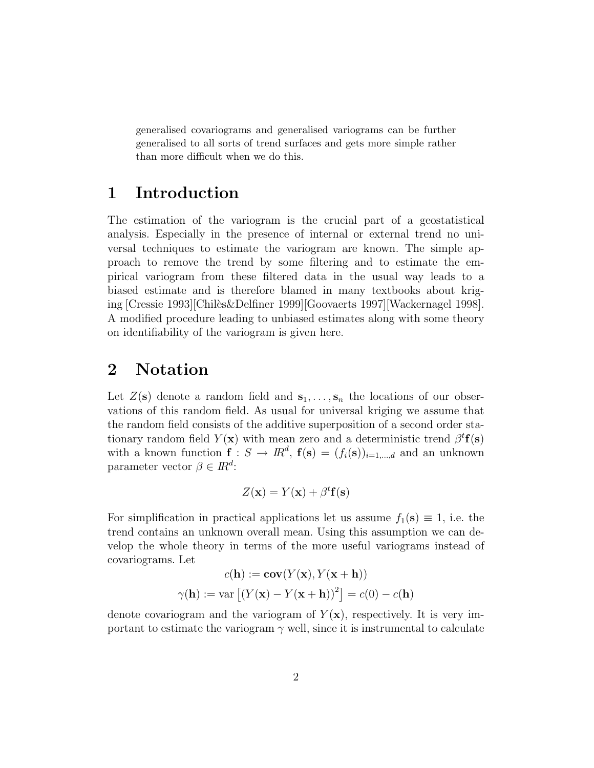generalised covariograms and generalised variograms can be further generalised to all sorts of trend surfaces and gets more simple rather than more difficult when we do this.

# 1 Introduction

The estimation of the variogram is the crucial part of a geostatistical analysis. Especially in the presence of internal or external trend no universal techniques to estimate the variogram are known. The simple approach to remove the trend by some filtering and to estimate the empirical variogram from these filtered data in the usual way leads to a biased estimate and is therefore blamed in many textbooks about kriging [Cressie 1993][Chilès&Delfiner 1999][Goovaerts 1997][Wackernagel 1998]. A modified procedure leading to unbiased estimates along with some theory on identifiability of the variogram is given here.

# 2 Notation

Let $Z(\mathbf{s})$ denote a random field and $\mathbf{s}_1, \ldots, \mathbf{s}_n$ the locations of our observations of this random field. As usual for universal kriging we assume that the random field consists of the additive superposition of a second order stationary random field $Y(\mathbf{x})$ with mean zero and a deterministic trend $\beta^t \mathbf{f}(\mathbf{s})$ with a known function $\mathbf{f} : S \to I\!R^d$, $\mathbf{f}(\mathbf{s}) = (f_i(\mathbf{s}))_{i=1,\ldots,d}$ and an unknown parameter vector $\beta \in I\!R^d$:

$$Z(\mathbf{x}) = Y(\mathbf{x}) + \beta^t \mathbf{f}(\mathbf{s})$$

For simplification in practical applications let us assume $f_1(\mathbf{s}) \equiv 1$, i.e. the trend contains an unknown overall mean. Using this assumption we can develop the whole theory in terms of the more useful variograms instead of covariograms. Let

$$c(\mathbf{h}) := \mathbf{cov}(Y(\mathbf{x}), Y(\mathbf{x}+\mathbf{h}))$$

$$\gamma(\mathbf{h}) := \text{var}\left[(Y(\mathbf{x}) - Y(\mathbf{x}+\mathbf{h}))^2\right] = c(0) - c(\mathbf{h})$$

denote covariogram and the variogram of $Y(\mathbf{x})$, respectively. It is very important to estimate the variogram $\gamma$ well, since it is instrumental to calculate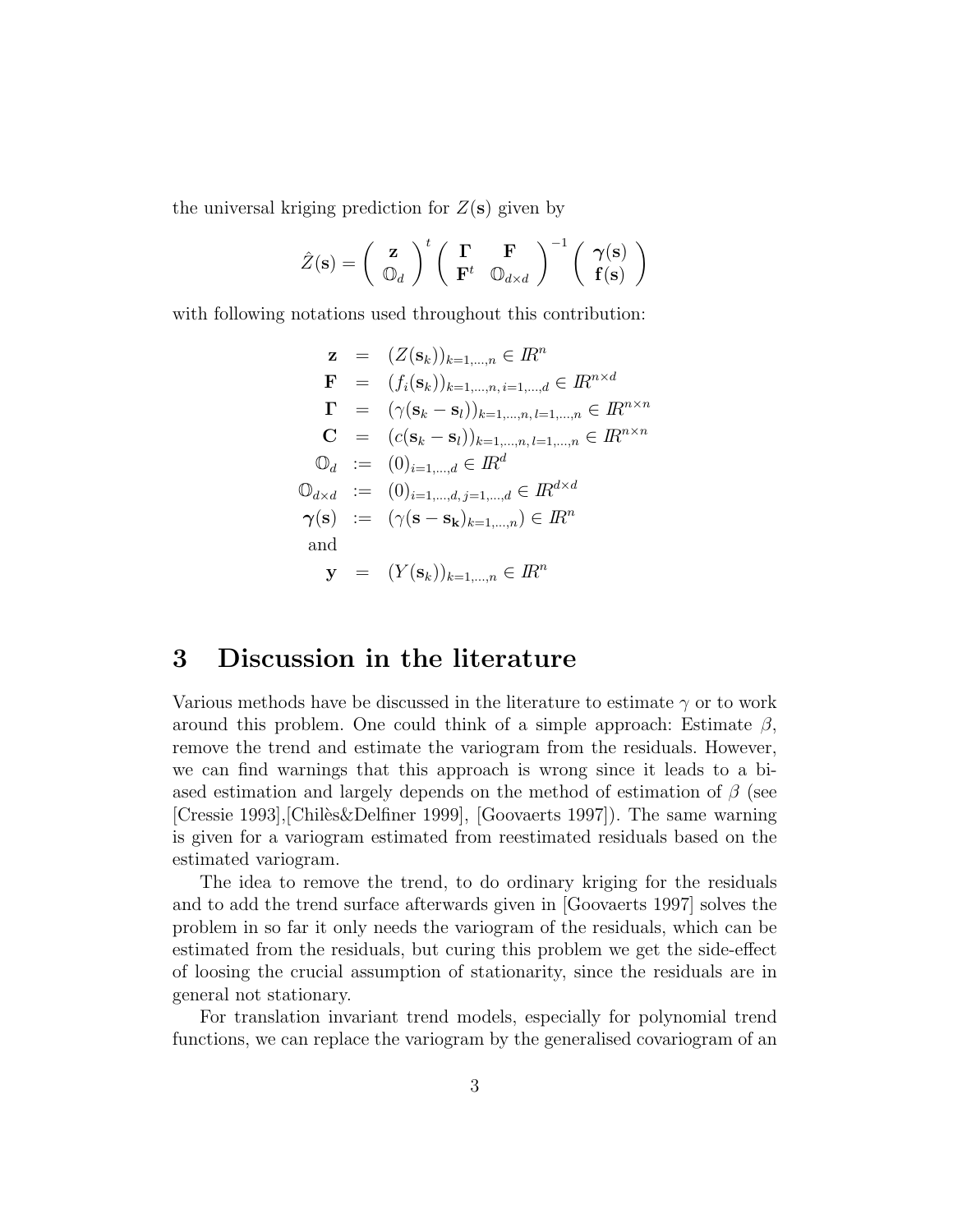the universal kriging prediction for $Z(\mathbf{s})$ given by

$$\hat{Z}(\mathbf{s}) = \begin{pmatrix} \mathbf{z} \\ \mathbb{O}_d \end{pmatrix}^t \begin{pmatrix} \mathbf{\Gamma} & \mathbf{F} \\ \mathbf{F}^t & \mathbb{O}_{d\times d} \end{pmatrix}^{-1} \begin{pmatrix} \boldsymbol{\gamma}(\mathbf{s}) \\ \mathbf{f}(\mathbf{s}) \end{pmatrix}$$

with following notations used throughout this contribution:

$$\begin{aligned}
\mathbf{z} &= (Z(\mathbf{s}_k))_{k=1,\ldots,n} \in I\!R^n \\
\mathbf{F} &= (f_i(\mathbf{s}_k))_{k=1,\ldots,n,\, i=1,\ldots,d} \in I\!R^{n\times d} \\
\mathbf{\Gamma} &= (\gamma(\mathbf{s}_k - \mathbf{s}_l))_{k=1,\ldots,n,\, l=1,\ldots,n} \in I\!R^{n\times n} \\
\mathbf{C} &= (c(\mathbf{s}_k - \mathbf{s}_l))_{k=1,\ldots,n,\, l=1,\ldots,n} \in I\!R^{n\times n} \\
\mathbb{O}_d &:= (0)_{i=1,\ldots,d} \in I\!R^d \\
\mathbb{O}_{d\times d} &:= (0)_{i=1,\ldots,d,\, j=1,\ldots,d} \in I\!R^{d\times d} \\
\boldsymbol{\gamma}(\mathbf{s}) &:= (\gamma(\mathbf{s} - \mathbf{s_k})_{k=1,\ldots,n}) \in I\!R^n \\
\text{and} & \\
\mathbf{y} &= (Y(\mathbf{s}_k))_{k=1,\ldots,n} \in I\!R^n
\end{aligned}$$

# 3 Discussion in the literature

Various methods have be discussed in the literature to estimate $\gamma$ or to work around this problem. One could think of a simple approach: Estimate $\beta$, remove the trend and estimate the variogram from the residuals. However, we can find warnings that this approach is wrong since it leads to a biased estimation and largely depends on the method of estimation of $\beta$ (see [Cressie 1993],[Chilès&Delfiner 1999], [Goovaerts 1997]). The same warning is given for a variogram estimated from reestimated residuals based on the estimated variogram.

The idea to remove the trend, to do ordinary kriging for the residuals and to add the trend surface afterwards given in [Goovaerts 1997] solves the problem in so far it only needs the variogram of the residuals, which can be estimated from the residuals, but curing this problem we get the side-effect of loosing the crucial assumption of stationarity, since the residuals are in general not stationary.

For translation invariant trend models, especially for polynomial trend functions, we can replace the variogram by the generalised covariogram of an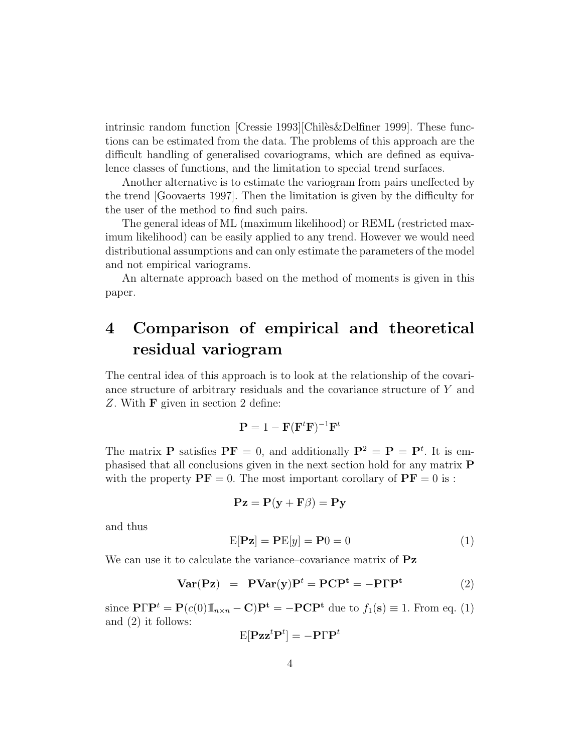intrinsic random function [Cressie 1993][Chilès&Delfiner 1999]. These functions can be estimated from the data. The problems of this approach are the difficult handling of generalised covariograms, which are defined as equivalence classes of functions, and the limitation to special trend surfaces.

Another alternative is to estimate the variogram from pairs uneffected by the trend [Goovaerts 1997]. Then the limitation is given by the difficulty for the user of the method to find such pairs.

The general ideas of ML (maximum likelihood) or REML (restricted maximum likelihood) can be easily applied to any trend. However we would need distributional assumptions and can only estimate the parameters of the model and not empirical variograms.

An alternate approach based on the method of moments is given in this paper.

# 4 Comparison of empirical and theoretical residual variogram

The central idea of this approach is to look at the relationship of the covariance structure of arbitrary residuals and the covariance structure of $Y$ and $Z$. With $\mathbf{F}$ given in section 2 define:

$$\mathbf{P} = 1 - \mathbf{F}(\mathbf{F}^t\mathbf{F})^{-1}\mathbf{F}^t$$

The matrix $\mathbf{P}$ satisfies $\mathbf{PF} = 0$, and additionally $\mathbf{P}^2 = \mathbf{P} = \mathbf{P}^t$. It is emphasised that all conclusions given in the next section hold for any matrix $\mathbf{P}$ with the property $\mathbf{PF} = 0$. The most important corollary of $\mathbf{PF} = 0$ is :

$$\mathbf{Pz} = \mathbf{P}(\mathbf{y} + \mathbf{F}\beta) = \mathbf{Py}$$

and thus

$$\mathrm{E}[\mathbf{Pz}] = \mathbf{P}\mathrm{E}[y] = \mathbf{P}0 = 0 \tag{1}$$

We can use it to calculate the variance–covariance matrix of $\mathbf{Pz}$

$$\mathbf{Var}(\mathbf{Pz}) \;\;=\;\; \mathbf{P}\mathbf{Var}(\mathbf{y})\mathbf{P}^t = \mathbf{PCP^t} = -\mathbf{P}\Gamma\mathbf{P^t} \tag{2}$$

since $\mathbf{P}\Gamma\mathbf{P}^t = \mathbf{P}(c(0)\mathbb{1}_{n\times n} - \mathbf{C})\mathbf{P^t} = -\mathbf{PCP^t}$ due to $f_1(\mathbf{s}) \equiv 1$. From eq. (1) and (2) it follows:

$$\mathrm{E}[\mathbf{Pzz}^t\mathbf{P}^t] = -\mathbf{P}\Gamma\mathbf{P}^t$$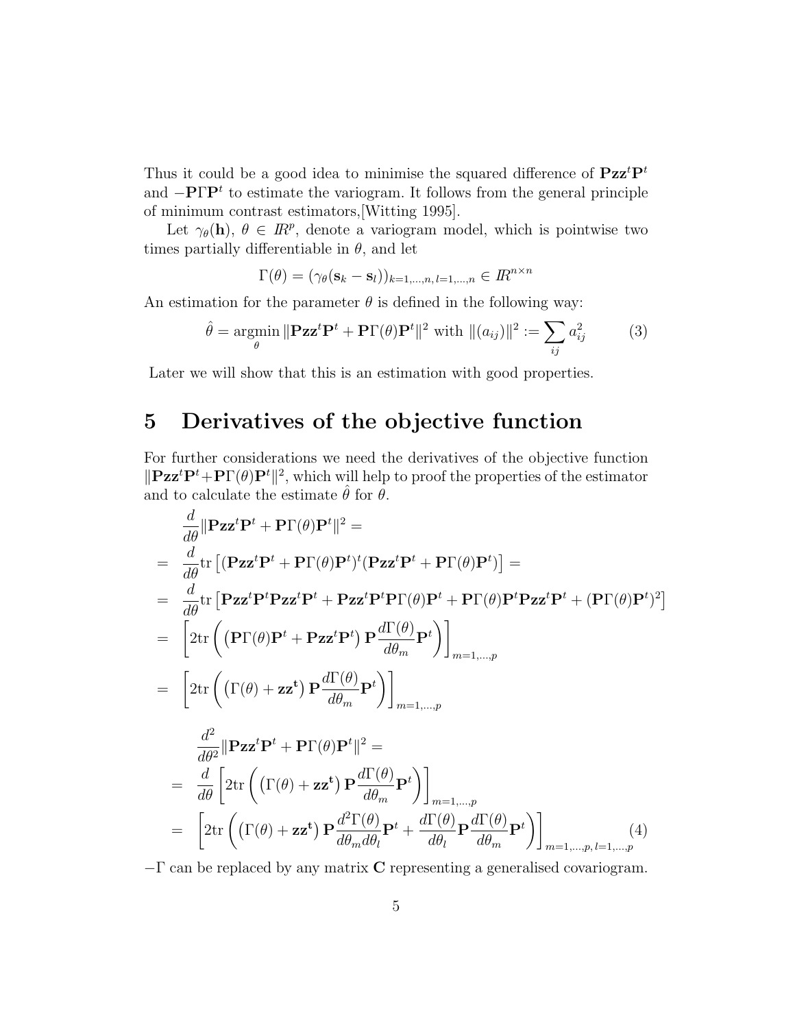Thus it could be a good idea to minimise the squared difference of $\mathbf{Pzz}^t\mathbf{P}^t$ and $-\mathbf{P}\Gamma\mathbf{P}^t$ to estimate the variogram. It follows from the general principle of minimum contrast estimators,[Witting 1995].

Let $\gamma_\theta(\mathbf{h})$, $\theta \in I\!R^p$, denote a variogram model, which is pointwise two times partially differentiable in $\theta$, and let

$$\Gamma(\theta) = (\gamma_\theta(\mathbf{s}_k - \mathbf{s}_l))_{k=1,\dots,n,\, l=1,\dots,n} \in I\!R^{n\times n}$$

An estimation for the parameter $\theta$ is defined in the following way:

$$\hat{\theta} = \underset{\theta}{\operatorname{argmin}} \|\mathbf{Pzz}^t\mathbf{P}^t + \mathbf{P}\Gamma(\theta)\mathbf{P}^t\|^2 \text{ with } \|(a_{ij})\|^2 := \sum_{ij} a_{ij}^2 \tag{3}$$

Later we will show that this is an estimation with good properties.

# 5 Derivatives of the objective function

For further considerations we need the derivatives of the objective function $\|\mathbf{Pzz}^t\mathbf{P}^t + \mathbf{P}\Gamma(\theta)\mathbf{P}^t\|^2$, which will help to proof the properties of the estimator and to calculate the estimate $\hat{\theta}$ for $\theta$.

$$
\begin{aligned}
&\frac{d}{d\theta}\|\mathbf{Pzz}^t\mathbf{P}^t + \mathbf{P}\Gamma(\theta)\mathbf{P}^t\|^2 = \\
=\;& \frac{d}{d\theta}\mathrm{tr}\left[(\mathbf{Pzz}^t\mathbf{P}^t + \mathbf{P}\Gamma(\theta)\mathbf{P}^t)^t(\mathbf{Pzz}^t\mathbf{P}^t + \mathbf{P}\Gamma(\theta)\mathbf{P}^t)\right] = \\
=\;& \frac{d}{d\theta}\mathrm{tr}\left[\mathbf{Pzz}^t\mathbf{P}^t\mathbf{Pzz}^t\mathbf{P}^t + \mathbf{Pzz}^t\mathbf{P}^t\mathbf{P}\Gamma(\theta)\mathbf{P}^t + \mathbf{P}\Gamma(\theta)\mathbf{P}^t\mathbf{Pzz}^t\mathbf{P}^t + (\mathbf{P}\Gamma(\theta)\mathbf{P}^t)^2\right] \\
=\;& \left[2\mathrm{tr}\left(\left(\mathbf{P}\Gamma(\theta)\mathbf{P}^t + \mathbf{Pzz}^t\mathbf{P}^t\right)\mathbf{P}\frac{d\Gamma(\theta)}{d\theta_m}\mathbf{P}^t\right)\right]_{m=1,\dots,p} \\
=\;& \left[2\mathrm{tr}\left(\left(\Gamma(\theta) + \mathbf{zz^t}\right)\mathbf{P}\frac{d\Gamma(\theta)}{d\theta_m}\mathbf{P}^t\right)\right]_{m=1,\dots,p}
\end{aligned}
$$

$$
\begin{aligned}
&\frac{d^2}{d\theta^2}\|\mathbf{Pzz}^t\mathbf{P}^t + \mathbf{P}\Gamma(\theta)\mathbf{P}^t\|^2 = \\
=\;& \frac{d}{d\theta}\left[2\mathrm{tr}\left(\left(\Gamma(\theta) + \mathbf{zz^t}\right)\mathbf{P}\frac{d\Gamma(\theta)}{d\theta_m}\mathbf{P}^t\right)\right]_{m=1,\dots,p} \\
=\;& \left[2\mathrm{tr}\left(\left(\Gamma(\theta) + \mathbf{zz^t}\right)\mathbf{P}\frac{d^2\Gamma(\theta)}{d\theta_m d\theta_l}\mathbf{P}^t + \frac{d\Gamma(\theta)}{d\theta_l}\mathbf{P}\frac{d\Gamma(\theta)}{d\theta_m}\mathbf{P}^t\right)\right]_{m=1,\dots,p,\, l=1,\dots,p}
\end{aligned}
\tag{4}
$$

$-\Gamma$ can be replaced by any matrix $\mathbf{C}$ representing a generalised covariogram.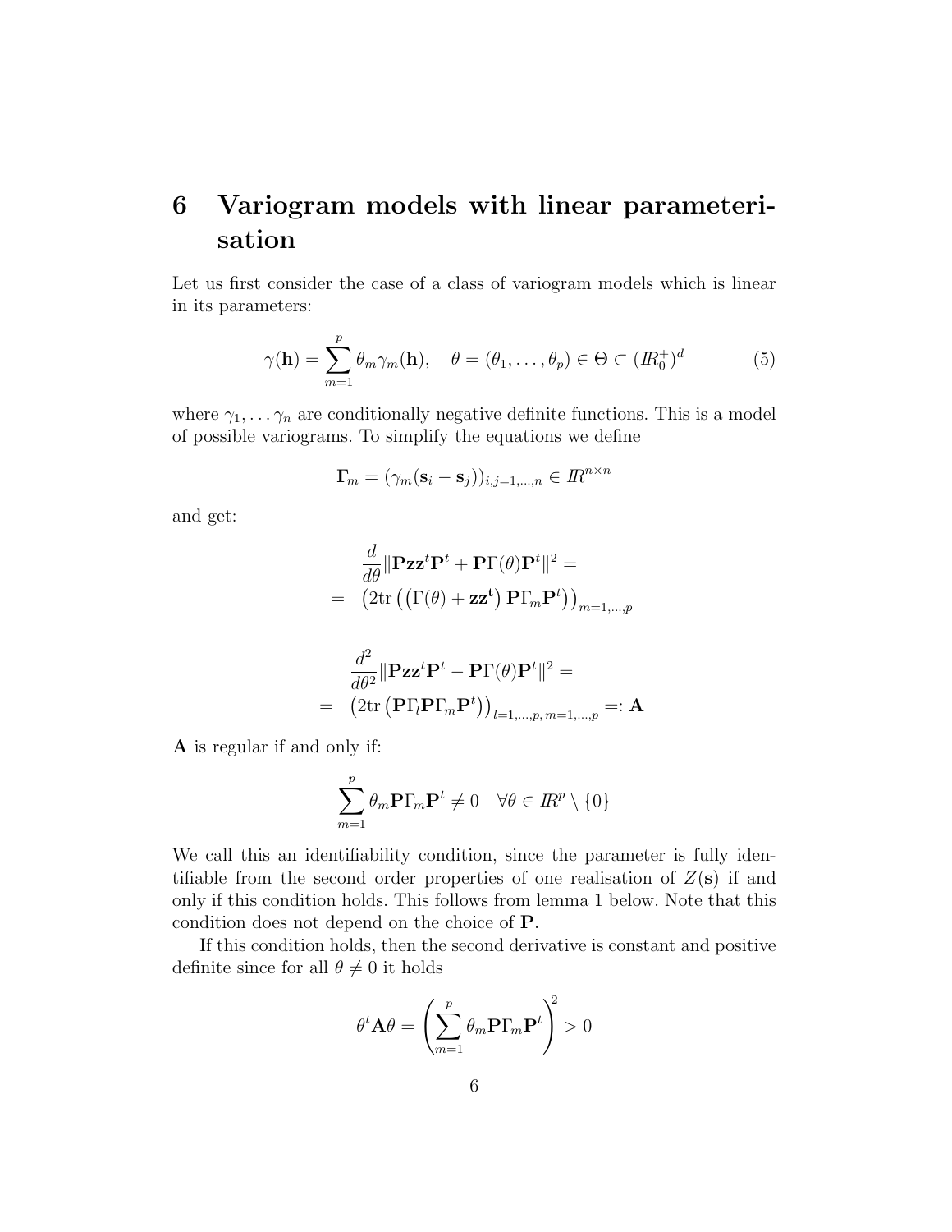# 6 Variogram models with linear parameterisation

Let us first consider the case of a class of variogram models which is linear in its parameters:

$$\gamma(\mathbf{h}) = \sum_{m=1}^{p} \theta_m \gamma_m(\mathbf{h}), \quad \theta = (\theta_1, \ldots, \theta_p) \in \Theta \subset (\mathbb{R}_0^+)^d \tag{5}$$

where $\gamma_1, \ldots \gamma_n$ are conditionally negative definite functions. This is a model of possible variograms. To simplify the equations we define

$$\mathbf{\Gamma}_m = (\gamma_m(\mathbf{s}_i - \mathbf{s}_j))_{i,j=1,\ldots,n} \in \mathbb{R}^{n \times n}$$

and get:

$$\begin{aligned} & \frac{d}{d\theta} \|\mathbf{P}\mathbf{z}\mathbf{z}^t\mathbf{P}^t + \mathbf{P}\Gamma(\theta)\mathbf{P}^t\|^2 = \\ = \;& \left(2\mathrm{tr}\left(\left(\Gamma(\theta) + \mathbf{z}\mathbf{z}^\mathbf{t}\right)\mathbf{P}\Gamma_m\mathbf{P}^t\right)\right)_{m=1,\ldots,p} \end{aligned}$$

$$\begin{aligned} & \frac{d^2}{d\theta^2} \|\mathbf{P}\mathbf{z}\mathbf{z}^t\mathbf{P}^t - \mathbf{P}\Gamma(\theta)\mathbf{P}^t\|^2 = \\ = \;& \left(2\mathrm{tr}\left(\mathbf{P}\Gamma_l\mathbf{P}\Gamma_m\mathbf{P}^t\right)\right)_{l=1,\ldots,p,\, m=1,\ldots,p} =: \mathbf{A} \end{aligned}$$

$\mathbf{A}$ is regular if and only if:

$$\sum_{m=1}^{p} \theta_m \mathbf{P}\Gamma_m\mathbf{P}^t \neq 0 \quad \forall \theta \in \mathbb{R}^p \setminus \{0\}$$

We call this an identifiability condition, since the parameter is fully identifiable from the second order properties of one realisation of $Z(\mathbf{s})$ if and only if this condition holds. This follows from lemma 1 below. Note that this condition does not depend on the choice of $\mathbf{P}$.

If this condition holds, then the second derivative is constant and positive definite since for all $\theta \neq 0$ it holds

$$\theta^t \mathbf{A} \theta = \left(\sum_{m=1}^{p} \theta_m \mathbf{P}\Gamma_m\mathbf{P}^t\right)^2 > 0$$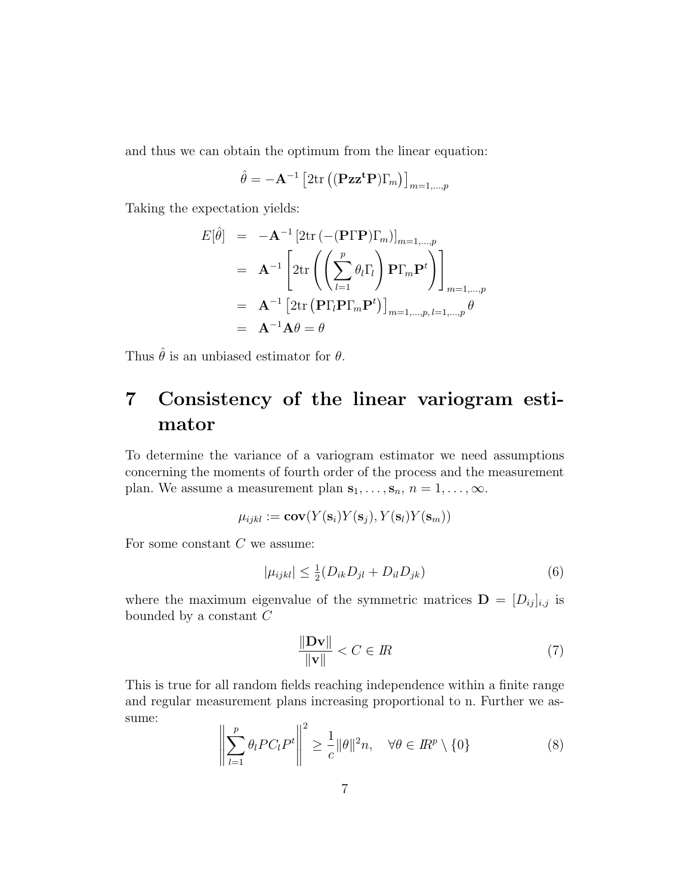and thus we can obtain the optimum from the linear equation:

$$\hat{\theta} = -\mathbf{A}^{-1}\left[2\mathrm{tr}\left((\mathbf{Pzz^tP})\Gamma_m\right)\right]_{m=1,\dots,p}$$

Taking the expectation yields:

$$\begin{aligned}
E[\hat{\theta}] &= -\mathbf{A}^{-1}\left[2\mathrm{tr}\left(-(\mathbf{P}\Gamma\mathbf{P})\Gamma_m\right)\right]_{m=1,\dots,p} \\
&= \mathbf{A}^{-1}\left[2\mathrm{tr}\left(\left(\sum_{l=1}^{p}\theta_l\Gamma_l\right)\mathbf{P}\Gamma_m\mathbf{P}^t\right)\right]_{m=1,\dots,p} \\
&= \mathbf{A}^{-1}\left[2\mathrm{tr}\left(\mathbf{P}\Gamma_l\mathbf{P}\Gamma_m\mathbf{P}^t\right)\right]_{m=1,\dots,p,\, l=1,\dots,p}\theta \\
&= \mathbf{A}^{-1}\mathbf{A}\theta = \theta
\end{aligned}$$

Thus $\hat{\theta}$ is an unbiased estimator for $\theta$.

# 7 Consistency of the linear variogram estimator

To determine the variance of a variogram estimator we need assumptions concerning the moments of fourth order of the process and the measurement plan. We assume a measurement plan $\mathbf{s}_1, \dots, \mathbf{s}_n$, $n = 1, \dots, \infty$.

$$\mu_{ijkl} := \mathbf{cov}(Y(\mathbf{s}_i)Y(\mathbf{s}_j), Y(\mathbf{s}_l)Y(\mathbf{s}_m))$$

For some constant $C$ we assume:

$$|\mu_{ijkl}| \leq \tfrac{1}{2}(D_{ik}D_{jl} + D_{il}D_{jk}) \tag{6}$$

where the maximum eigenvalue of the symmetric matrices $\mathbf{D} = [D_{ij}]_{i,j}$ is bounded by a constant $C$

$$\frac{\|\mathbf{Dv}\|}{\|\mathbf{v}\|} < C \in I\!R \tag{7}$$

This is true for all random fields reaching independence within a finite range and regular measurement plans increasing proportional to n. Further we assume:

$$\left\|\sum_{l=1}^{p}\theta_l P C_l P^t\right\|^2 \geq \frac{1}{c}\|\theta\|^2 n, \quad \forall\theta \in I\!R^p \setminus \{0\} \tag{8}$$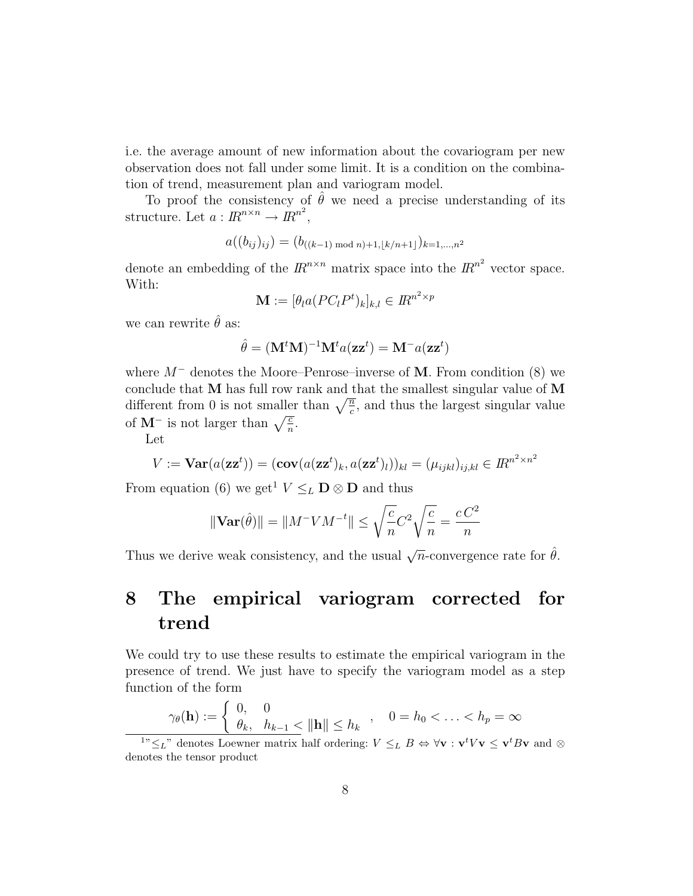i.e. the average amount of new information about the covariogram per new observation does not fall under some limit. It is a condition on the combination of trend, measurement plan and variogram model.

To proof the consistency of $\hat{\theta}$ we need a precise understanding of its structure. Let $a : I\!R^{n \times n} \to I\!R^{n^2}$,

$$a((b_{ij})_{ij}) = (b_{((k-1) \bmod n)+1, \lfloor k/n+1 \rfloor})_{k=1,\ldots,n^2}$$

denote an embedding of the $I\!R^{n \times n}$ matrix space into the $I\!R^{n^2}$ vector space. With:

$$\mathbf{M} := [\theta_l a(PC_lP^t)_k]_{k,l} \in I\!R^{n^2 \times p}$$

we can rewrite $\hat{\theta}$ as:

$$\hat{\theta} = (\mathbf{M}^t\mathbf{M})^{-1}\mathbf{M}^t a(\mathbf{z}\mathbf{z}^t) = \mathbf{M}^- a(\mathbf{z}\mathbf{z}^t)$$

where $M^-$ denotes the Moore–Penrose–inverse of $\mathbf{M}$. From condition (8) we conclude that $\mathbf{M}$ has full row rank and that the smallest singular value of $\mathbf{M}$ different from 0 is not smaller than $\sqrt{\frac{n}{c}}$, and thus the largest singular value of $\mathbf{M}^-$ is not larger than $\sqrt{\frac{c}{n}}$.

Let

$$V := \mathbf{Var}(a(\mathbf{z}\mathbf{z}^t)) = (\mathbf{cov}(a(\mathbf{z}\mathbf{z}^t)_k, a(\mathbf{z}\mathbf{z}^t)_l))_{kl} = (\mu_{ijkl})_{ij,kl} \in I\!R^{n^2 \times n^2}$$

From equation (6) we get[1] $V \leq_L \mathbf{D} \otimes \mathbf{D}$ and thus

$$\|\mathbf{Var}(\hat{\theta})\| = \|M^- V M^{-t}\| \leq \sqrt{\frac{c}{n}} C^2 \sqrt{\frac{c}{n}} = \frac{c\, C^2}{n}$$

Thus we derive weak consistency, and the usual $\sqrt{n}$-convergence rate for $\hat{\theta}$.

# 8 The empirical variogram corrected for trend

We could try to use these results to estimate the empirical variogram in the presence of trend. We just have to specify the variogram model as a step function of the form

$$\gamma_\theta(\mathbf{h}) := \begin{cases} 0, & 0 \\ \theta_k, & h_{k-1} < \|\mathbf{h}\| \leq h_k \end{cases}, \quad 0 = h_0 < \ldots < h_p = \infty$$

[1] "$\leq_L$" denotes Loewner matrix half ordering: $V \leq_L B \Leftrightarrow \forall \mathbf{v} : \mathbf{v}^t V \mathbf{v} \leq \mathbf{v}^t B \mathbf{v}$ and $\otimes$ denotes the tensor product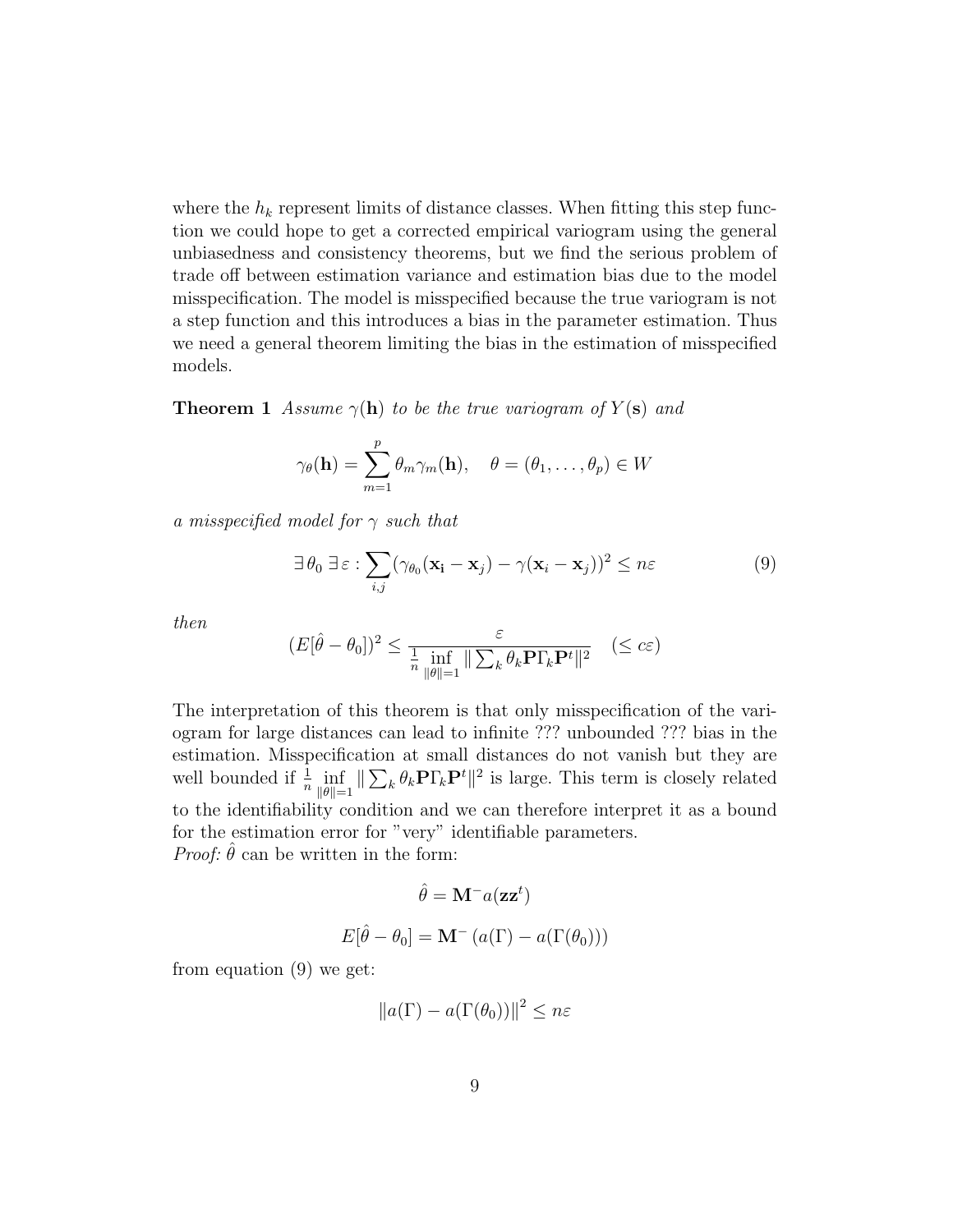where the $h_k$ represent limits of distance classes. When fitting this step function we could hope to get a corrected empirical variogram using the general unbiasedness and consistency theorems, but we find the serious problem of trade off between estimation variance and estimation bias due to the model misspecification. The model is misspecified because the true variogram is not a step function and this introduces a bias in the parameter estimation. Thus we need a general theorem limiting the bias in the estimation of misspecified models.

**Theorem 1** *Assume $\gamma(\mathbf{h})$ to be the true variogram of $Y(\mathbf{s})$ and*

$$\gamma_\theta(\mathbf{h}) = \sum_{m=1}^{p} \theta_m \gamma_m(\mathbf{h}), \quad \theta = (\theta_1, \ldots, \theta_p) \in W$$

*a misspecified model for $\gamma$ such that*

$$\exists\, \theta_0 \;\exists\, \varepsilon : \sum_{i,j} (\gamma_{\theta_0}(\mathbf{x_i} - \mathbf{x}_j) - \gamma(\mathbf{x}_i - \mathbf{x}_j))^2 \leq n\varepsilon \tag{9}$$

*then*

$$(E[\hat{\theta} - \theta_0])^2 \leq \frac{\varepsilon}{\frac{1}{n} \inf\limits_{\|\theta\|=1} \| \sum_k \theta_k \mathbf{P} \Gamma_k \mathbf{P}^t \|^2} \quad (\leq c\varepsilon)$$

The interpretation of this theorem is that only misspecification of the variogram for large distances can lead to infinite ??? unbounded ??? bias in the estimation. Misspecification at small distances do not vanish but they are well bounded if $\frac{1}{n} \inf\limits_{\|\theta\|=1} \| \sum_k \theta_k \mathbf{P} \Gamma_k \mathbf{P}^t \|^2$ is large. This term is closely related to the identifiability condition and we can therefore interpret it as a bound for the estimation error for "very" identifiable parameters.
*Proof:* $\hat{\theta}$ can be written in the form:

$$\hat{\theta} = \mathbf{M}^{-} a(\mathbf{z}\mathbf{z}^t)$$

$$E[\hat{\theta} - \theta_0] = \mathbf{M}^{-} \left( a(\Gamma) - a(\Gamma(\theta_0)) \right)$$

from equation (9) we get:

$$\left\| a(\Gamma) - a(\Gamma(\theta_0)) \right\|^2 \leq n\varepsilon$$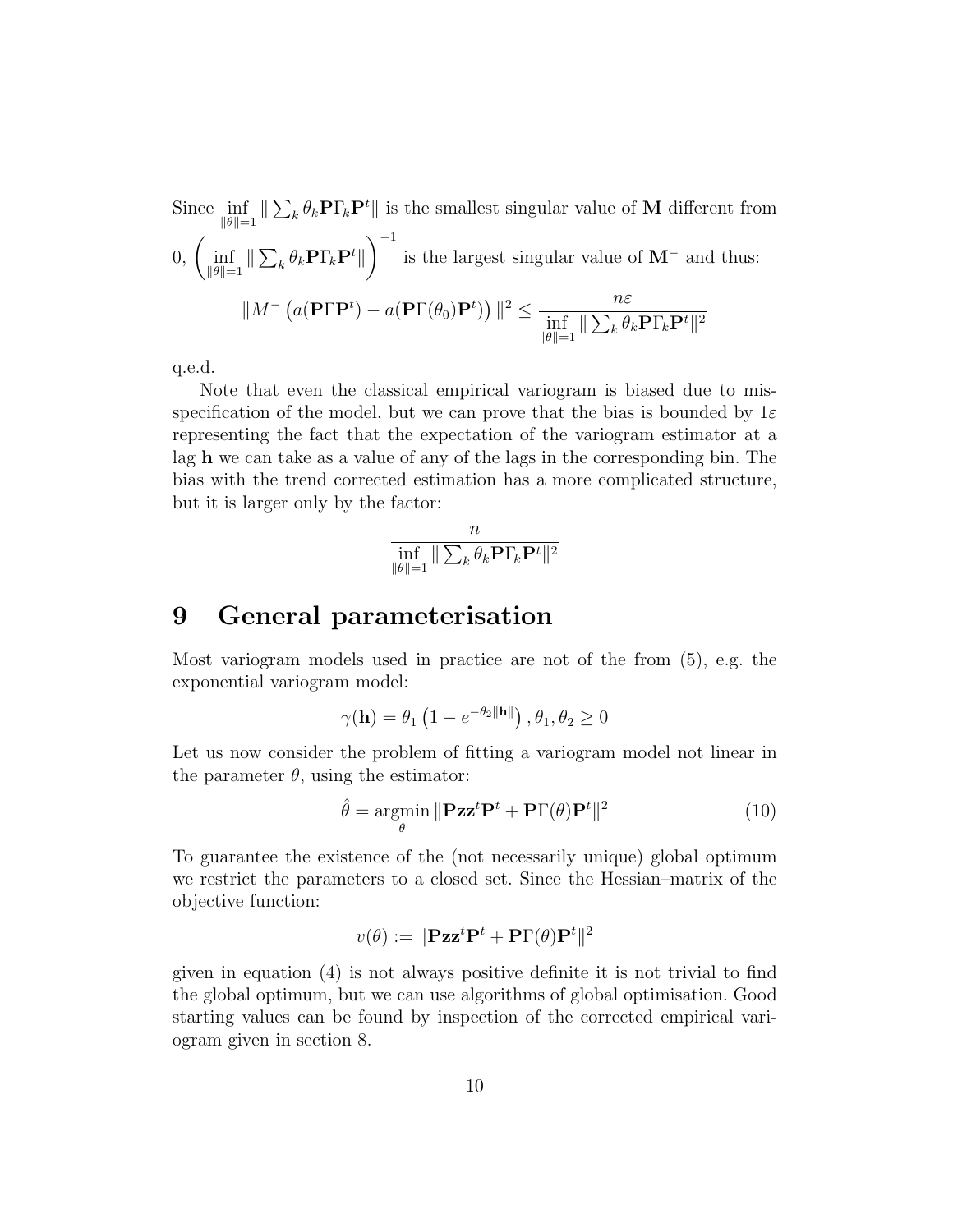Since $\inf_{\|\theta\|=1} \| \sum_k \theta_k \mathbf{P}\Gamma_k \mathbf{P}^t\|$ is the smallest singular value of $\mathbf{M}$ different from 0, $\left( \inf_{\|\theta\|=1} \| \sum_k \theta_k \mathbf{P}\Gamma_k \mathbf{P}^t\| \right)^{-1}$ is the largest singular value of $\mathbf{M}^-$ and thus:

$$\|M^- \left( a(\mathbf{P}\Gamma\mathbf{P}^t) - a(\mathbf{P}\Gamma(\theta_0)\mathbf{P}^t) \right) \|^2 \leq \frac{n\varepsilon}{\inf_{\|\theta\|=1} \| \sum_k \theta_k \mathbf{P}\Gamma_k \mathbf{P}^t\|^2}$$

q.e.d.

Note that even the classical empirical variogram is biased due to misspecification of the model, but we can prove that the bias is bounded by $1\varepsilon$ representing the fact that the expectation of the variogram estimator at a lag $\mathbf{h}$ we can take as a value of any of the lags in the corresponding bin. The bias with the trend corrected estimation has a more complicated structure, but it is larger only by the factor:

$$\frac{n}{\inf_{\|\theta\|=1} \| \sum_k \theta_k \mathbf{P}\Gamma_k \mathbf{P}^t\|^2}$$

# 9 General parameterisation

Most variogram models used in practice are not of the from (5), e.g. the exponential variogram model:

$$\gamma(\mathbf{h}) = \theta_1 \left( 1 - e^{-\theta_2 \|\mathbf{h}\|} \right), \theta_1, \theta_2 \geq 0$$

Let us now consider the problem of fitting a variogram model not linear in the parameter $\theta$, using the estimator:

$$\hat{\theta} = \underset{\theta}{\operatorname{argmin}} \|\mathbf{P}\mathbf{z}\mathbf{z}^t\mathbf{P}^t + \mathbf{P}\Gamma(\theta)\mathbf{P}^t\|^2 \tag{10}$$

To guarantee the existence of the (not necessarily unique) global optimum we restrict the parameters to a closed set. Since the Hessian–matrix of the objective function:

$$v(\theta) := \|\mathbf{P}\mathbf{z}\mathbf{z}^t\mathbf{P}^t + \mathbf{P}\Gamma(\theta)\mathbf{P}^t\|^2$$

given in equation (4) is not always positive definite it is not trivial to find the global optimum, but we can use algorithms of global optimisation. Good starting values can be found by inspection of the corrected empirical variogram given in section 8.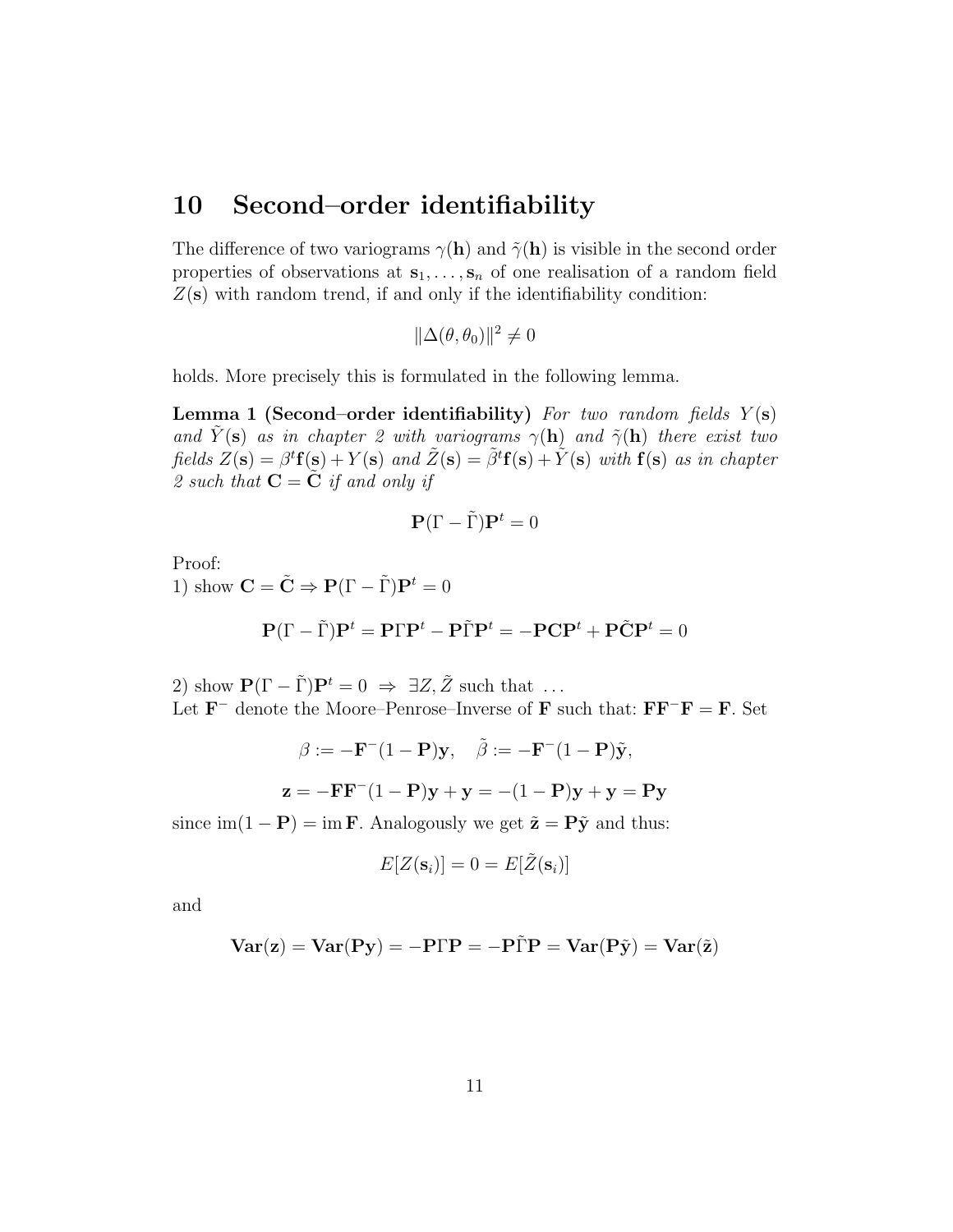## 10 Second–order identifiability

The difference of two variograms $\gamma(\mathbf{h})$ and $\tilde{\gamma}(\mathbf{h})$ is visible in the second order properties of observations at $\mathbf{s}_1, \ldots, \mathbf{s}_n$ of one realisation of a random field $Z(\mathbf{s})$ with random trend, if and only if the identifiability condition:

$$\|\Delta(\theta, \theta_0)\|^2 \neq 0$$

holds. More precisely this is formulated in the following lemma.

**Lemma 1 (Second–order identifiability)** *For two random fields $Y(\mathbf{s})$ and $\tilde{Y}(\mathbf{s})$ as in chapter 2 with variograms $\gamma(\mathbf{h})$ and $\tilde{\gamma}(\mathbf{h})$ there exist two fields $Z(\mathbf{s}) = \beta^t \mathbf{f}(\mathbf{s}) + Y(\mathbf{s})$ and $\tilde{Z}(\mathbf{s}) = \tilde{\beta}^t \mathbf{f}(\mathbf{s}) + \tilde{Y}(\mathbf{s})$ with $\mathbf{f}(\mathbf{s})$ as in chapter 2 such that $\mathbf{C} = \tilde{\mathbf{C}}$ if and only if*

$$\mathbf{P}(\Gamma - \tilde{\Gamma})\mathbf{P}^t = 0$$

Proof:
1) show $\mathbf{C} = \tilde{\mathbf{C}} \Rightarrow \mathbf{P}(\Gamma - \tilde{\Gamma})\mathbf{P}^t = 0$

$$\mathbf{P}(\Gamma - \tilde{\Gamma})\mathbf{P}^t = \mathbf{P}\Gamma\mathbf{P}^t - \mathbf{P}\tilde{\Gamma}\mathbf{P}^t = -\mathbf{P}\mathbf{C}\mathbf{P}^t + \mathbf{P}\tilde{\mathbf{C}}\mathbf{P}^t = 0$$

2) show $\mathbf{P}(\Gamma - \tilde{\Gamma})\mathbf{P}^t = 0 \;\Rightarrow\; \exists Z, \tilde{Z}$ such that $\ldots$
Let $\mathbf{F}^-$ denote the Moore–Penrose–Inverse of $\mathbf{F}$ such that: $\mathbf{F}\mathbf{F}^-\mathbf{F} = \mathbf{F}$. Set

$$\beta := -\mathbf{F}^-(1 - \mathbf{P})\mathbf{y}, \quad \tilde{\beta} := -\mathbf{F}^-(1 - \mathbf{P})\tilde{\mathbf{y}},$$

$$\mathbf{z} = -\mathbf{F}\mathbf{F}^-(1 - \mathbf{P})\mathbf{y} + \mathbf{y} = -(1 - \mathbf{P})\mathbf{y} + \mathbf{y} = \mathbf{P}\mathbf{y}$$

since $\operatorname{im}(1 - \mathbf{P}) = \operatorname{im}\mathbf{F}$. Analogously we get $\tilde{\mathbf{z}} = \mathbf{P}\tilde{\mathbf{y}}$ and thus:

$$E[Z(\mathbf{s}_i)] = 0 = E[\tilde{Z}(\mathbf{s}_i)]$$

and

$$\mathbf{Var}(\mathbf{z}) = \mathbf{Var}(\mathbf{P}\mathbf{y}) = -\mathbf{P}\Gamma\mathbf{P} = -\mathbf{P}\tilde{\Gamma}\mathbf{P} = \mathbf{Var}(\mathbf{P}\tilde{\mathbf{y}}) = \mathbf{Var}(\tilde{\mathbf{z}})$$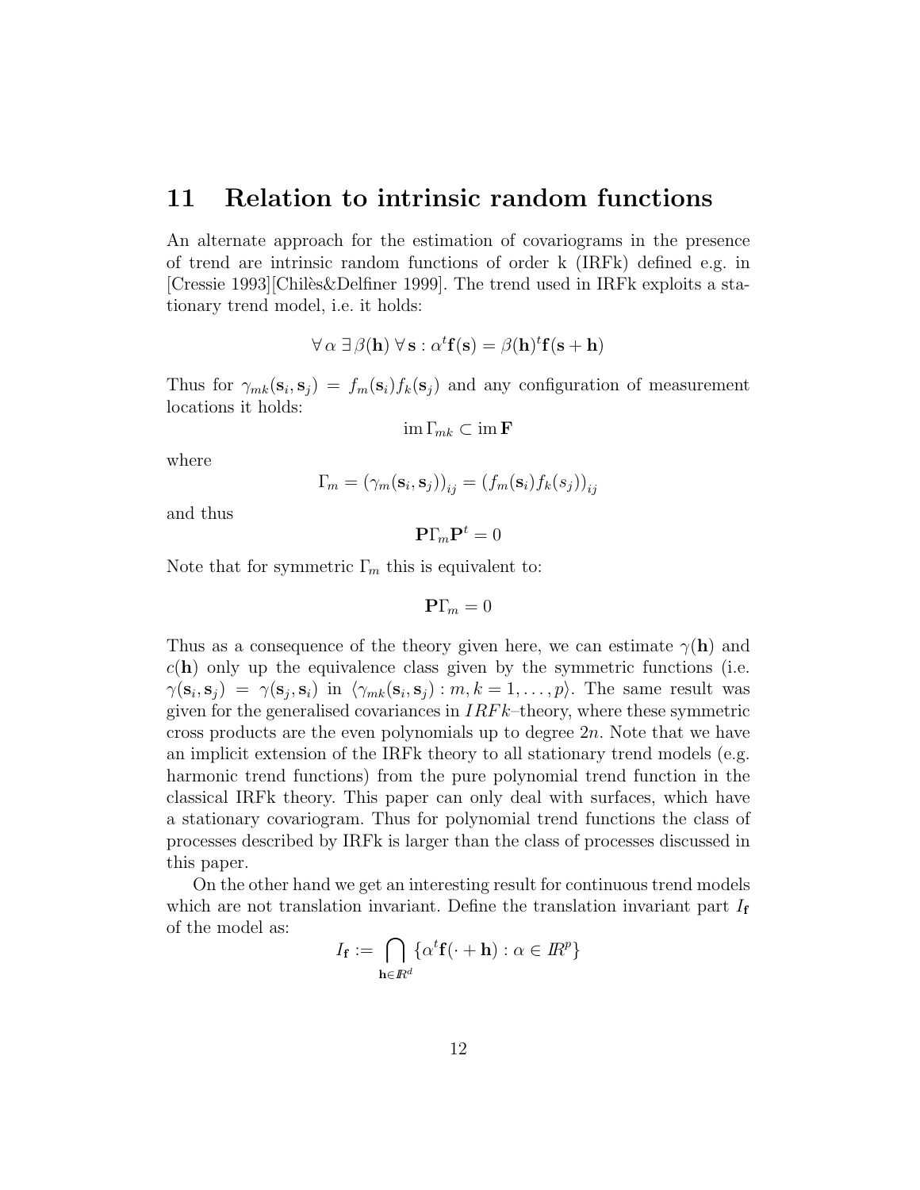## 11 Relation to intrinsic random functions

An alternate approach for the estimation of covariograms in the presence of trend are intrinsic random functions of order k (IRFk) defined e.g. in [Cressie 1993][Chilès&Delfiner 1999]. The trend used in IRFk exploits a stationary trend model, i.e. it holds:

$$\forall\, \alpha \;\exists\, \beta(\mathbf{h}) \;\forall\, \mathbf{s} : \alpha^t \mathbf{f}(\mathbf{s}) = \beta(\mathbf{h})^t \mathbf{f}(\mathbf{s}+\mathbf{h})$$

Thus for $\gamma_{mk}(\mathbf{s}_i, \mathbf{s}_j) = f_m(\mathbf{s}_i) f_k(\mathbf{s}_j)$ and any configuration of measurement locations it holds:

$$\operatorname{im} \Gamma_{mk} \subset \operatorname{im} \mathbf{F}$$

where

$$\Gamma_m = \left(\gamma_m(\mathbf{s}_i, \mathbf{s}_j)\right)_{ij} = \left(f_m(\mathbf{s}_i) f_k(s_j)\right)_{ij}$$

and thus

$$\mathbf{P}\Gamma_m \mathbf{P}^t = 0$$

Note that for symmetric $\Gamma_m$ this is equivalent to:

$$\mathbf{P}\Gamma_m = 0$$

Thus as a consequence of the theory given here, we can estimate $\gamma(\mathbf{h})$ and $c(\mathbf{h})$ only up the equivalence class given by the symmetric functions (i.e. $\gamma(\mathbf{s}_i, \mathbf{s}_j) = \gamma(\mathbf{s}_j, \mathbf{s}_i)$ in $\langle \gamma_{mk}(\mathbf{s}_i, \mathbf{s}_j) : m, k = 1, \ldots, p \rangle$. The same result was given for the generalised covariances in $IRFk$–theory, where these symmetric cross products are the even polynomials up to degree $2n$. Note that we have an implicit extension of the IRFk theory to all stationary trend models (e.g. harmonic trend functions) from the pure polynomial trend function in the classical IRFk theory. This paper can only deal with surfaces, which have a stationary covariogram. Thus for polynomial trend functions the class of processes described by IRFk is larger than the class of processes discussed in this paper.

On the other hand we get an interesting result for continuous trend models which are not translation invariant. Define the translation invariant part $I_{\mathbf{f}}$ of the model as:

$$I_{\mathbf{f}} := \bigcap_{\mathbf{h} \in \mathbb{R}^d} \{\alpha^t \mathbf{f}(\cdot + \mathbf{h}) : \alpha \in \mathbb{R}^p\}$$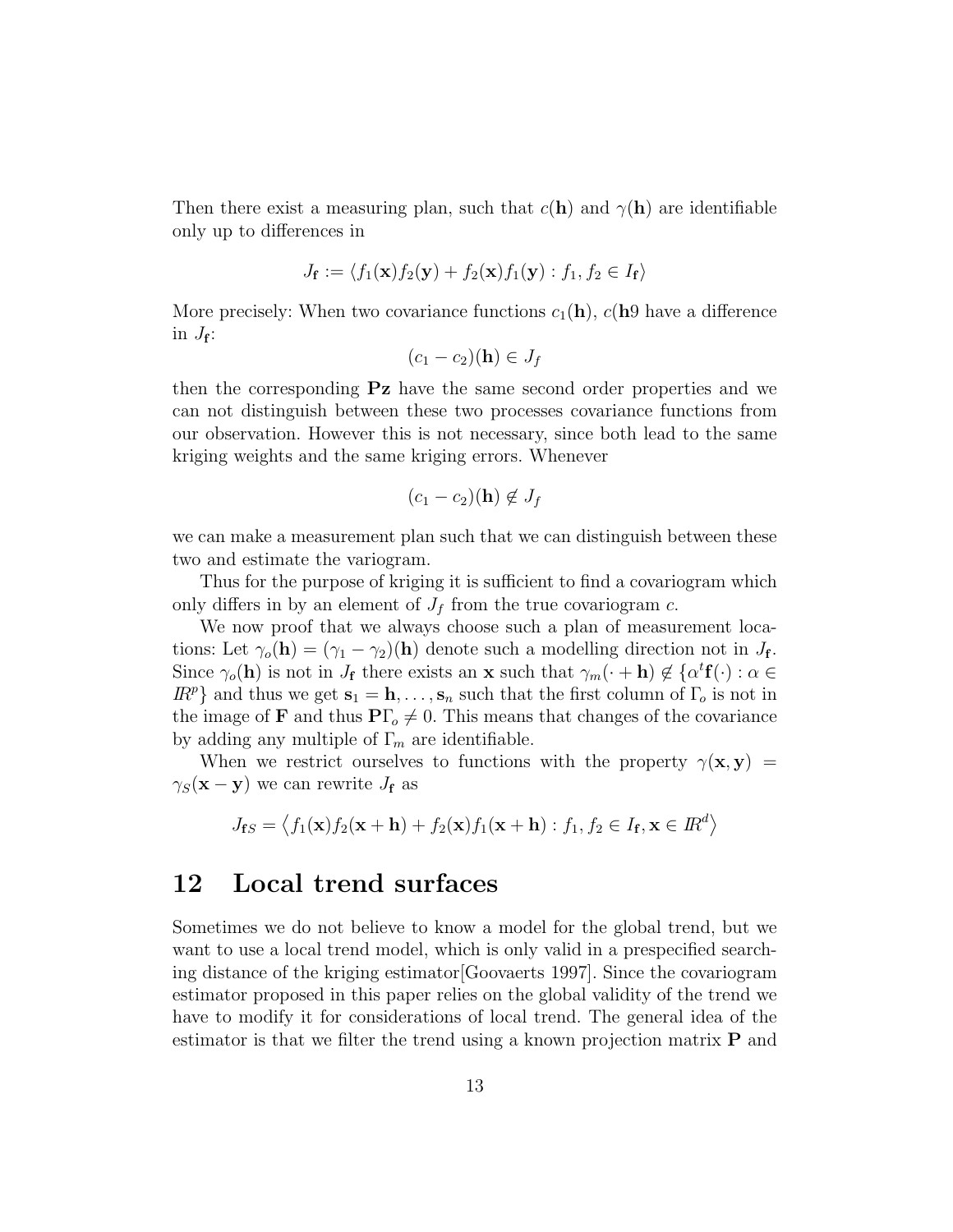Then there exist a measuring plan, such that $c(\mathbf{h})$ and $\gamma(\mathbf{h})$ are identifiable only up to differences in

$$J_{\mathbf{f}} := \langle f_1(\mathbf{x})f_2(\mathbf{y}) + f_2(\mathbf{x})f_1(\mathbf{y}) : f_1, f_2 \in I_{\mathbf{f}} \rangle$$

More precisely: When two covariance functions $c_1(\mathbf{h})$, $c(\mathbf{h}9$ have a difference in $J_{\mathbf{f}}$:

$$(c_1 - c_2)(\mathbf{h}) \in J_f$$

then the corresponding $\mathbf{Pz}$ have the same second order properties and we can not distinguish between these two processes covariance functions from our observation. However this is not necessary, since both lead to the same kriging weights and the same kriging errors. Whenever

$$(c_1 - c_2)(\mathbf{h}) \notin J_f$$

we can make a measurement plan such that we can distinguish between these two and estimate the variogram.

Thus for the purpose of kriging it is sufficient to find a covariogram which only differs in by an element of $J_f$ from the true covariogram $c$.

We now proof that we always choose such a plan of measurement locations: Let $\gamma_o(\mathbf{h}) = (\gamma_1 - \gamma_2)(\mathbf{h})$ denote such a modelling direction not in $J_{\mathbf{f}}$. Since $\gamma_o(\mathbf{h})$ is not in $J_{\mathbf{f}}$ there exists an $\mathbf{x}$ such that $\gamma_m(\cdot + \mathbf{h}) \notin \{\alpha^t \mathbf{f}(\cdot) : \alpha \in I\!R^p\}$ and thus we get $\mathbf{s}_1 = \mathbf{h}, \ldots, \mathbf{s}_n$ such that the first column of $\Gamma_o$ is not in the image of $\mathbf{F}$ and thus $\mathbf{P}\Gamma_o \neq 0$. This means that changes of the covariance by adding any multiple of $\Gamma_m$ are identifiable.

When we restrict ourselves to functions with the property $\gamma(\mathbf{x}, \mathbf{y}) = \gamma_S(\mathbf{x} - \mathbf{y})$ we can rewrite $J_{\mathbf{f}}$ as

$$J_{\mathbf{f}S} = \left\langle f_1(\mathbf{x})f_2(\mathbf{x} + \mathbf{h}) + f_2(\mathbf{x})f_1(\mathbf{x} + \mathbf{h}) : f_1, f_2 \in I_{\mathbf{f}}, \mathbf{x} \in I\!R^d \right\rangle$$

## 12 Local trend surfaces

Sometimes we do not believe to know a model for the global trend, but we want to use a local trend model, which is only valid in a prespecified searching distance of the kriging estimator[Goovaerts 1997]. Since the covariogram estimator proposed in this paper relies on the global validity of the trend we have to modify it for considerations of local trend. The general idea of the estimator is that we filter the trend using a known projection matrix $\mathbf{P}$ and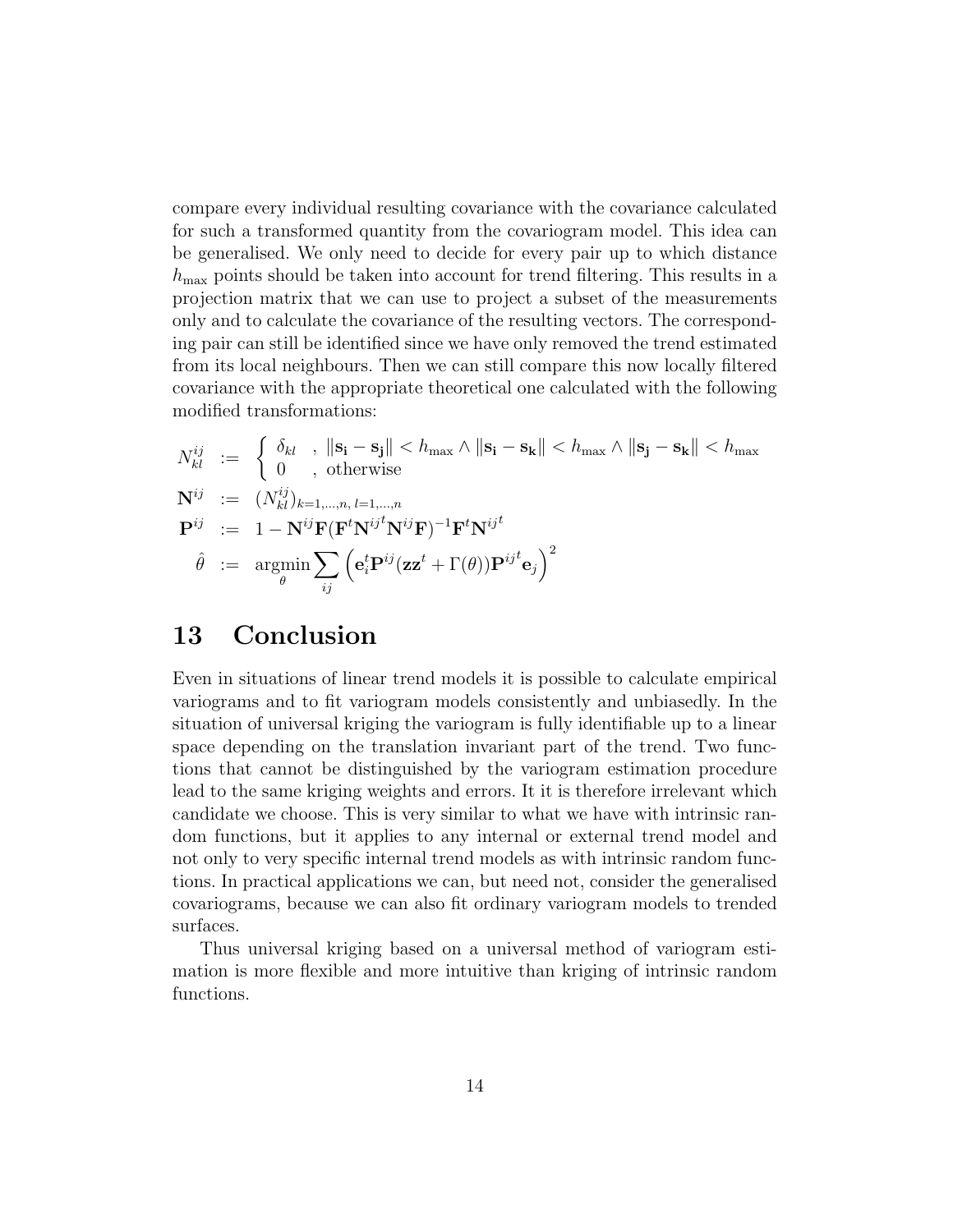compare every individual resulting covariance with the covariance calculated for such a transformed quantity from the covariogram model. This idea can be generalised. We only need to decide for every pair up to which distance $h_{\max}$ points should be taken into account for trend filtering. This results in a projection matrix that we can use to project a subset of the measurements only and to calculate the covariance of the resulting vectors. The corresponding pair can still be identified since we have only removed the trend estimated from its local neighbours. Then we can still compare this now locally filtered covariance with the appropriate theoretical one calculated with the following modified transformations:

$$
\begin{aligned}
N_{kl}^{ij} &:= \begin{cases} \delta_{kl} & , \ \|\mathbf{s_i} - \mathbf{s_j}\| < h_{\max} \wedge \|\mathbf{s_i} - \mathbf{s_k}\| < h_{\max} \wedge \|\mathbf{s_j} - \mathbf{s_k}\| < h_{\max} \\ 0 & , \ \text{otherwise} \end{cases} \\
\mathbf{N}^{ij} &:= (N_{kl}^{ij})_{k=1,\ldots,n,\, l=1,\ldots,n} \\
\mathbf{P}^{ij} &:= 1 - \mathbf{N}^{ij}\mathbf{F}(\mathbf{F}^t {\mathbf{N}^{ij}}^t \mathbf{N}^{ij}\mathbf{F})^{-1}\mathbf{F}^t {\mathbf{N}^{ij}}^t \\
\hat{\theta} &:= \operatorname*{argmin}_{\theta} \sum_{ij} \left( \mathbf{e}_i^t \mathbf{P}^{ij} (\mathbf{z}\mathbf{z}^t + \Gamma(\theta)) {\mathbf{P}^{ij}}^t \mathbf{e}_j \right)^2
\end{aligned}
$$

# 13 Conclusion

Even in situations of linear trend models it is possible to calculate empirical variograms and to fit variogram models consistently and unbiasedly. In the situation of universal kriging the variogram is fully identifiable up to a linear space depending on the translation invariant part of the trend. Two functions that cannot be distinguished by the variogram estimation procedure lead to the same kriging weights and errors. It it is therefore irrelevant which candidate we choose. This is very similar to what we have with intrinsic random functions, but it applies to any internal or external trend model and not only to very specific internal trend models as with intrinsic random functions. In practical applications we can, but need not, consider the generalised covariograms, because we can also fit ordinary variogram models to trended surfaces.

Thus universal kriging based on a universal method of variogram estimation is more flexible and more intuitive than kriging of intrinsic random functions.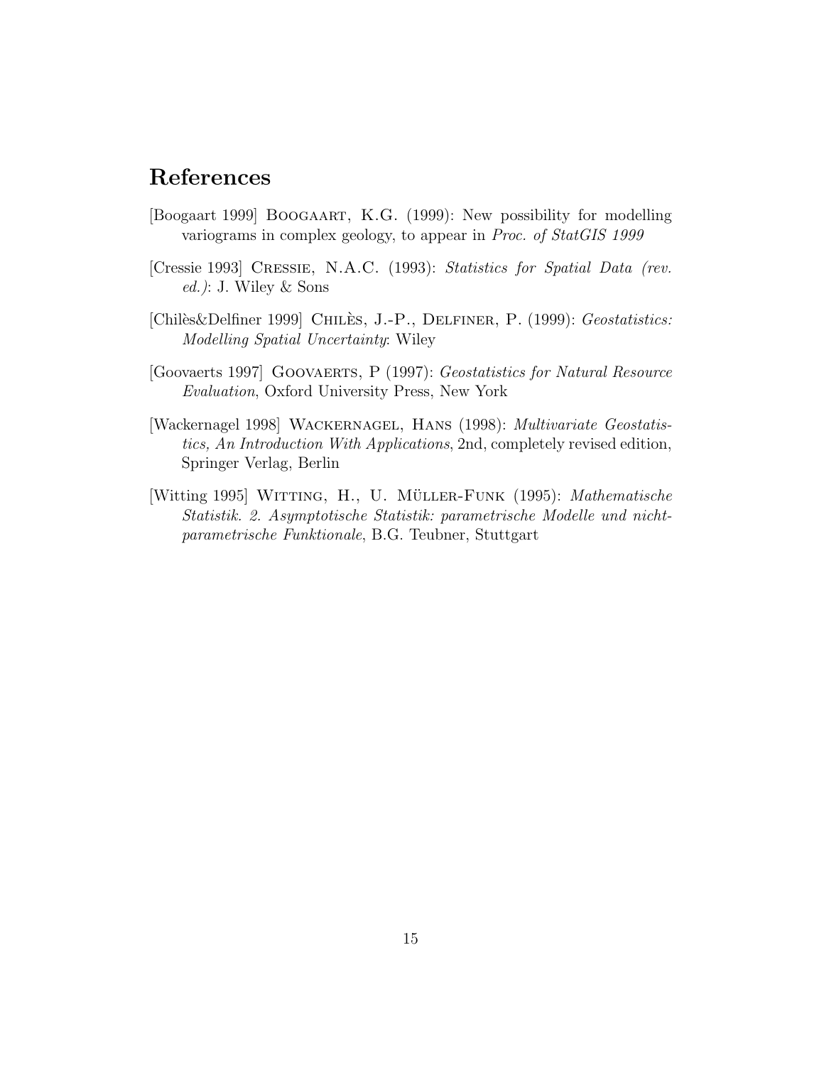## References

[Boogaart 1999] BOOGAART, K.G. (1999): New possibility for modelling variograms in complex geology, to appear in *Proc. of StatGIS 1999*

[Cressie 1993] CRESSIE, N.A.C. (1993): *Statistics for Spatial Data (rev. ed.)*: J. Wiley & Sons

[Chilès&Delfiner 1999] CHILÈS, J.-P., DELFINER, P. (1999): *Geostatistics: Modelling Spatial Uncertainty*: Wiley

[Goovaerts 1997] GOOVAERTS, P (1997): *Geostatistics for Natural Resource Evaluation*, Oxford University Press, New York

[Wackernagel 1998] WACKERNAGEL, HANS (1998): *Multivariate Geostatistics, An Introduction With Applications*, 2nd, completely revised edition, Springer Verlag, Berlin

[Witting 1995] WITTING, H., U. MÜLLER-FUNK (1995): *Mathematische Statistik. 2. Asymptotische Statistik: parametrische Modelle und nichtparametrische Funktionale*, B.G. Teubner, Stuttgart